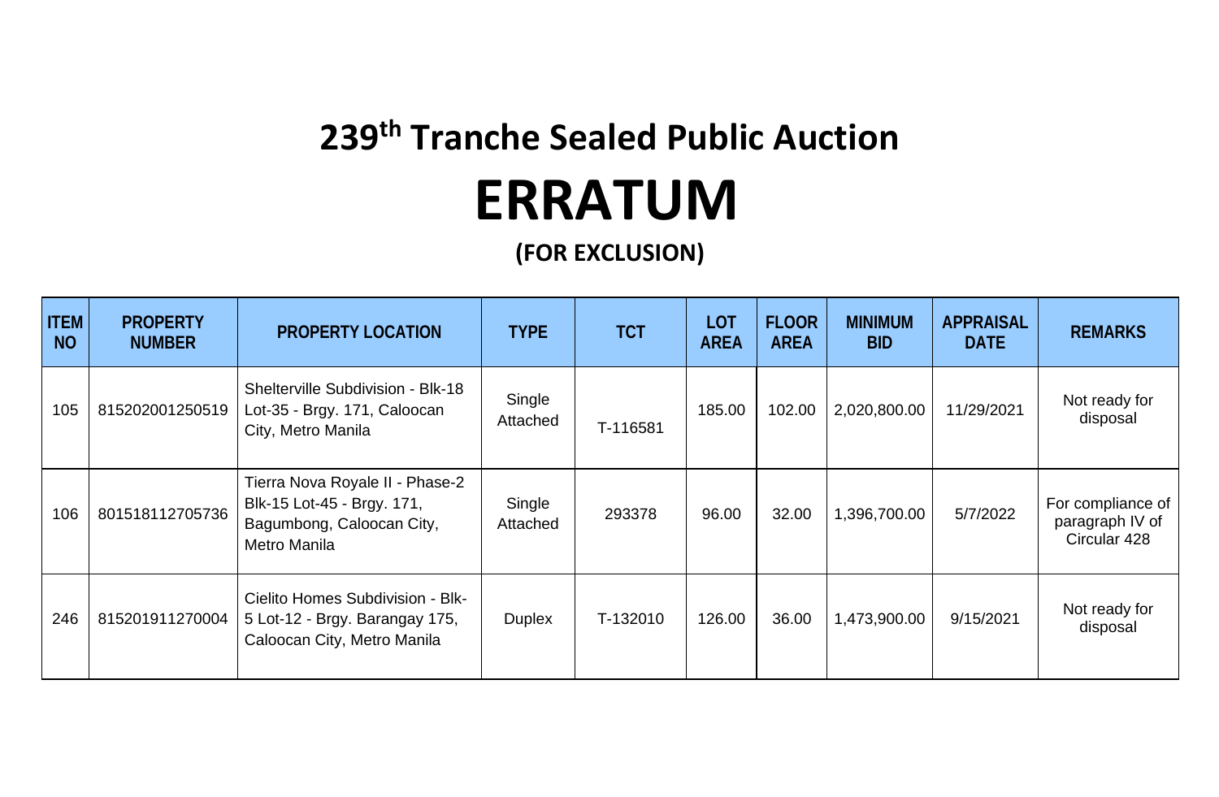# 239th Tranche Sealed Public Auction

# ERRATUM

### (FOR EXCLUSION)

| ITEM NO | PROPERTY NUMBER | PROPERTY LOCATION | TYPE | TCT | LOT AREA | FLOOR AREA | MINIMUM BID | APPRAISAL DATE | REMARKS |
|---|---|---|---|---|---|---|---|---|---|
| 105 | 815202001250519 | Shelterville Subdivision - Blk-18 Lot-35 - Brgy. 171, Caloocan City, Metro Manila | Single Attached | T-116581 | 185.00 | 102.00 | 2,020,800.00 | 11/29/2021 | Not ready for disposal |
| 106 | 801518112705736 | Tierra Nova Royale II - Phase-2 Blk-15 Lot-45 - Brgy. 171, Bagumbong, Caloocan City, Metro Manila | Single Attached | 293378 | 96.00 | 32.00 | 1,396,700.00 | 5/7/2022 | For compliance of paragraph IV of Circular 428 |
| 246 | 815201911270004 | Cielito Homes Subdivision - Blk-5 Lot-12 - Brgy. Barangay 175, Caloocan City, Metro Manila | Duplex | T-132010 | 126.00 | 36.00 | 1,473,900.00 | 9/15/2021 | Not ready for disposal |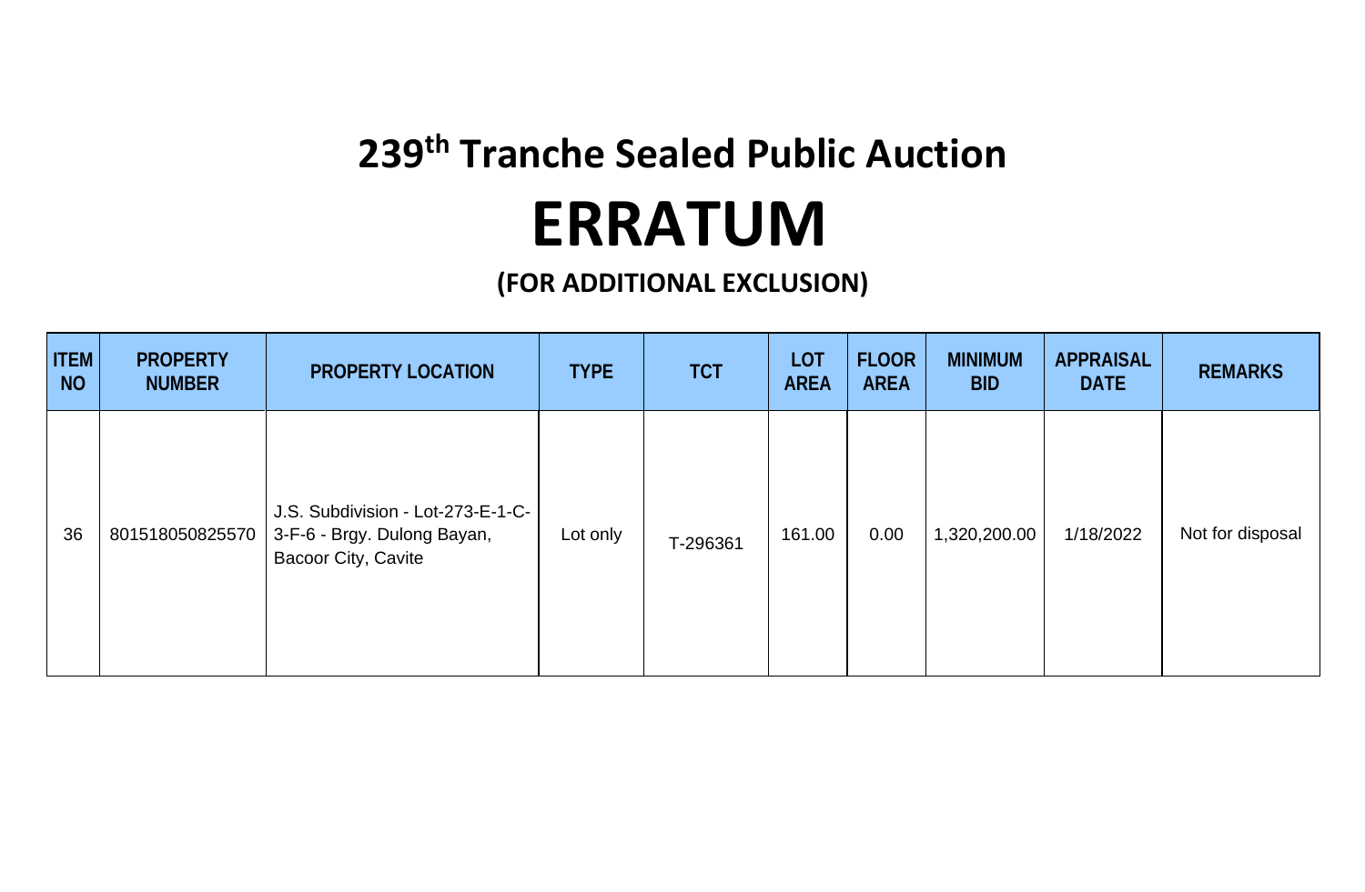# 239th Tranche Sealed Public Auction

# ERRATUM

### (FOR ADDITIONAL EXCLUSION)

| ITEM NO | PROPERTY NUMBER | PROPERTY LOCATION | TYPE | TCT | LOT AREA | FLOOR AREA | MINIMUM BID | APPRAISAL DATE | REMARKS |
|---|---|---|---|---|---|---|---|---|---|
| 36 | 801518050825570 | J.S. Subdivision - Lot-273-E-1-C-3-F-6 - Brgy. Dulong Bayan, Bacoor City, Cavite | Lot only | T-296361 | 161.00 | 0.00 | 1,320,200.00 | 1/18/2022 | Not for disposal |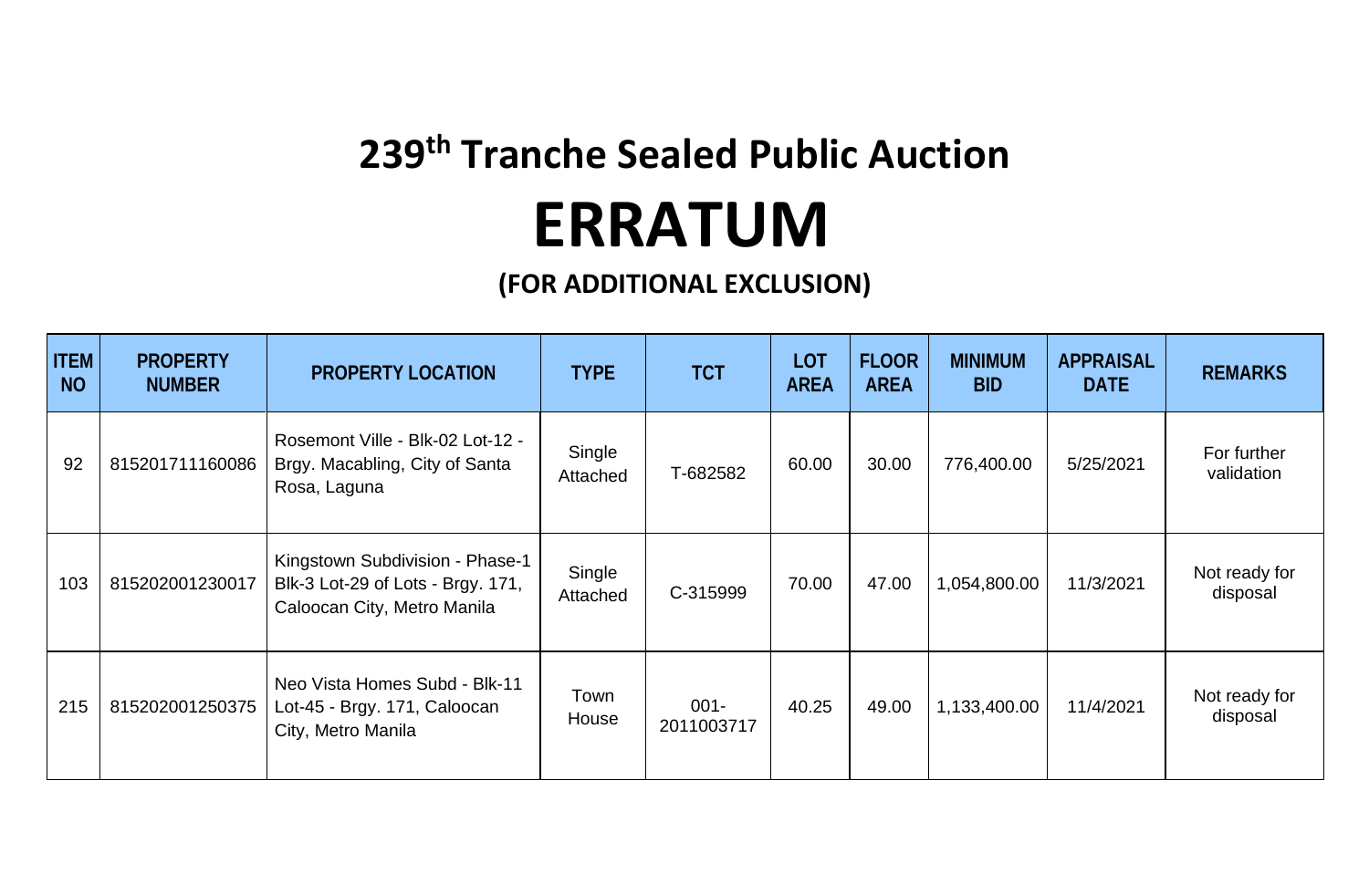# 239th Tranche Sealed Public Auction

# ERRATUM

## (FOR ADDITIONAL EXCLUSION)

| ITEM NO | PROPERTY NUMBER | PROPERTY LOCATION | TYPE | TCT | LOT AREA | FLOOR AREA | MINIMUM BID | APPRAISAL DATE | REMARKS |
|---|---|---|---|---|---|---|---|---|---|
| 92 | 815201711160086 | Rosemont Ville - Blk-02 Lot-12 - Brgy. Macabling, City of Santa Rosa, Laguna | Single Attached | T-682582 | 60.00 | 30.00 | 776,400.00 | 5/25/2021 | For further validation |
| 103 | 815202001230017 | Kingstown Subdivision - Phase-1 Blk-3 Lot-29 of Lots - Brgy. 171, Caloocan City, Metro Manila | Single Attached | C-315999 | 70.00 | 47.00 | 1,054,800.00 | 11/3/2021 | Not ready for disposal |
| 215 | 815202001250375 | Neo Vista Homes Subd - Blk-11 Lot-45 - Brgy. 171, Caloocan City, Metro Manila | Town House | 001-2011003717 | 40.25 | 49.00 | 1,133,400.00 | 11/4/2021 | Not ready for disposal |